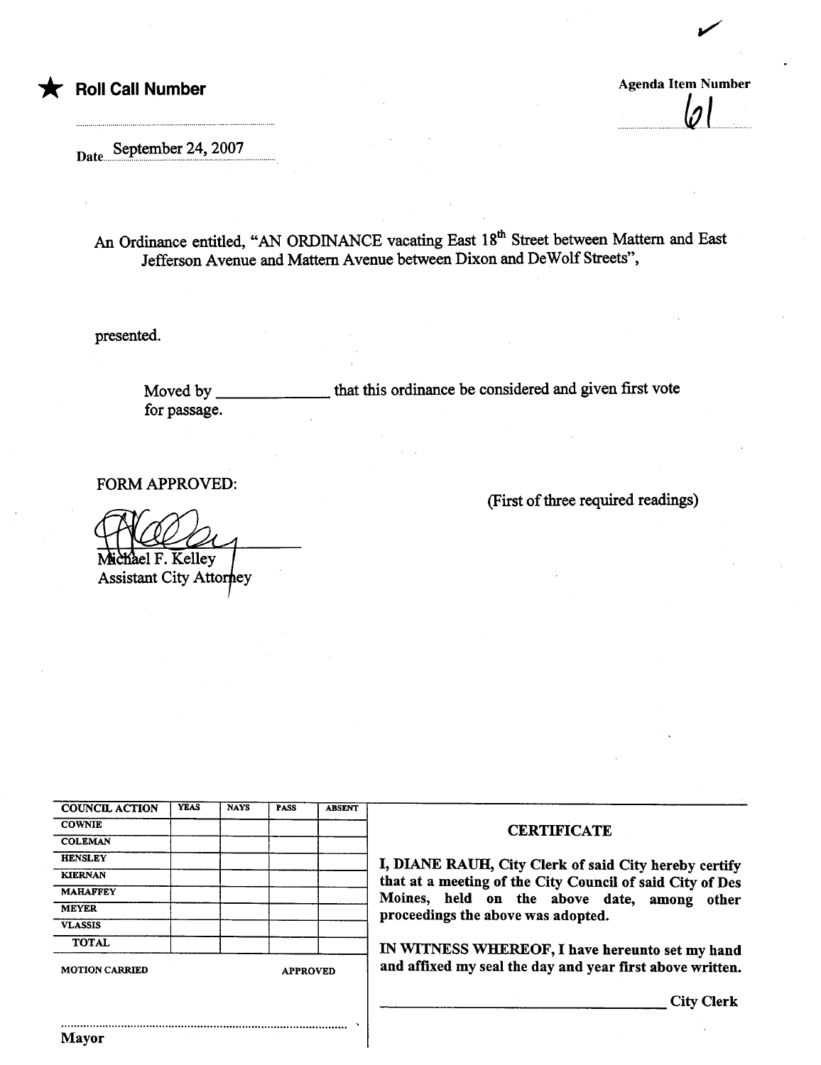★ **Roll Call Number**

Agenda Item Number

61

Date September 24, 2007

An Ordinance entitled, "AN ORDINANCE vacating East 18th Street between Mattern and East Jefferson Avenue and Mattern Avenue between Dixon and DeWolf Streets",

presented.

Moved by _____________ that this ordinance be considered and given first vote for passage.

FORM APPROVED:

(First of three required readings)

Michael F. Kelley
Assistant City Attorney

| COUNCIL ACTION | YEAS | NAYS | PASS | ABSENT |
|---|---|---|---|---|
| COWNIE | | | | |
| COLEMAN | | | | |
| HENSLEY | | | | |
| KIERNAN | | | | |
| MAHAFFEY | | | | |
| MEYER | | | | |
| VLASSIS | | | | |
| TOTAL | | | | |

MOTION CARRIED APPROVED

Mayor

**CERTIFICATE**

**I, DIANE RAUH, City Clerk of said City hereby certify that at a meeting of the City Council of said City of Des Moines, held on the above date, among other proceedings the above was adopted.**

**IN WITNESS WHEREOF, I have hereunto set my hand and affixed my seal the day and year first above written.**

_________________________ **City Clerk**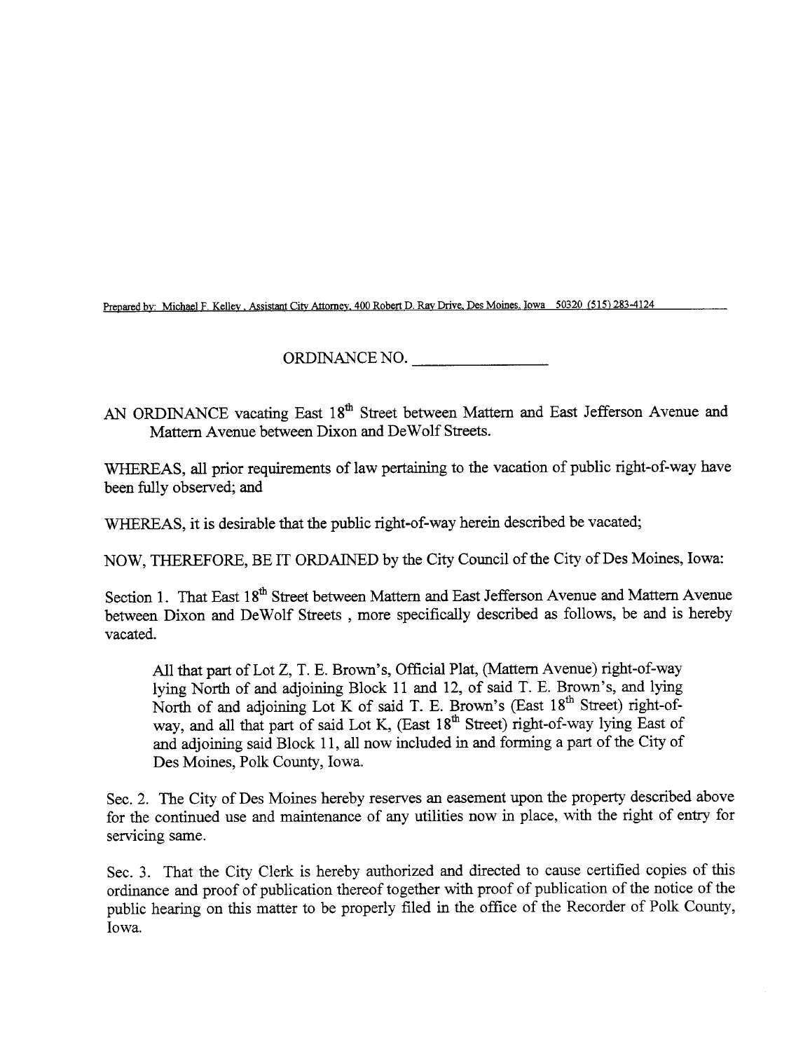Prepared by: Michael F. Kelley, Assistant City Attorney, 400 Robert D. Ray Drive, Des Moines, Iowa 50320 (515) 283-4124

ORDINANCE NO. ________________

AN ORDINANCE vacating East 18th Street between Mattern and East Jefferson Avenue and Mattern Avenue between Dixon and DeWolf Streets.

WHEREAS, all prior requirements of law pertaining to the vacation of public right-of-way have been fully observed; and

WHEREAS, it is desirable that the public right-of-way herein described be vacated;

NOW, THEREFORE, BE IT ORDAINED by the City Council of the City of Des Moines, Iowa:

Section 1. That East 18th Street between Mattern and East Jefferson Avenue and Mattern Avenue between Dixon and DeWolf Streets , more specifically described as follows, be and is hereby vacated.

> All that part of Lot Z, T. E. Brown's, Official Plat, (Mattern Avenue) right-of-way lying North of and adjoining Block 11 and 12, of said T. E. Brown's, and lying North of and adjoining Lot K of said T. E. Brown's (East 18th Street) right-of-way, and all that part of said Lot K, (East 18th Street) right-of-way lying East of and adjoining said Block 11, all now included in and forming a part of the City of Des Moines, Polk County, Iowa.

Sec. 2. The City of Des Moines hereby reserves an easement upon the property described above for the continued use and maintenance of any utilities now in place, with the right of entry for servicing same.

Sec. 3. That the City Clerk is hereby authorized and directed to cause certified copies of this ordinance and proof of publication thereof together with proof of publication of the notice of the public hearing on this matter to be properly filed in the office of the Recorder of Polk County, Iowa.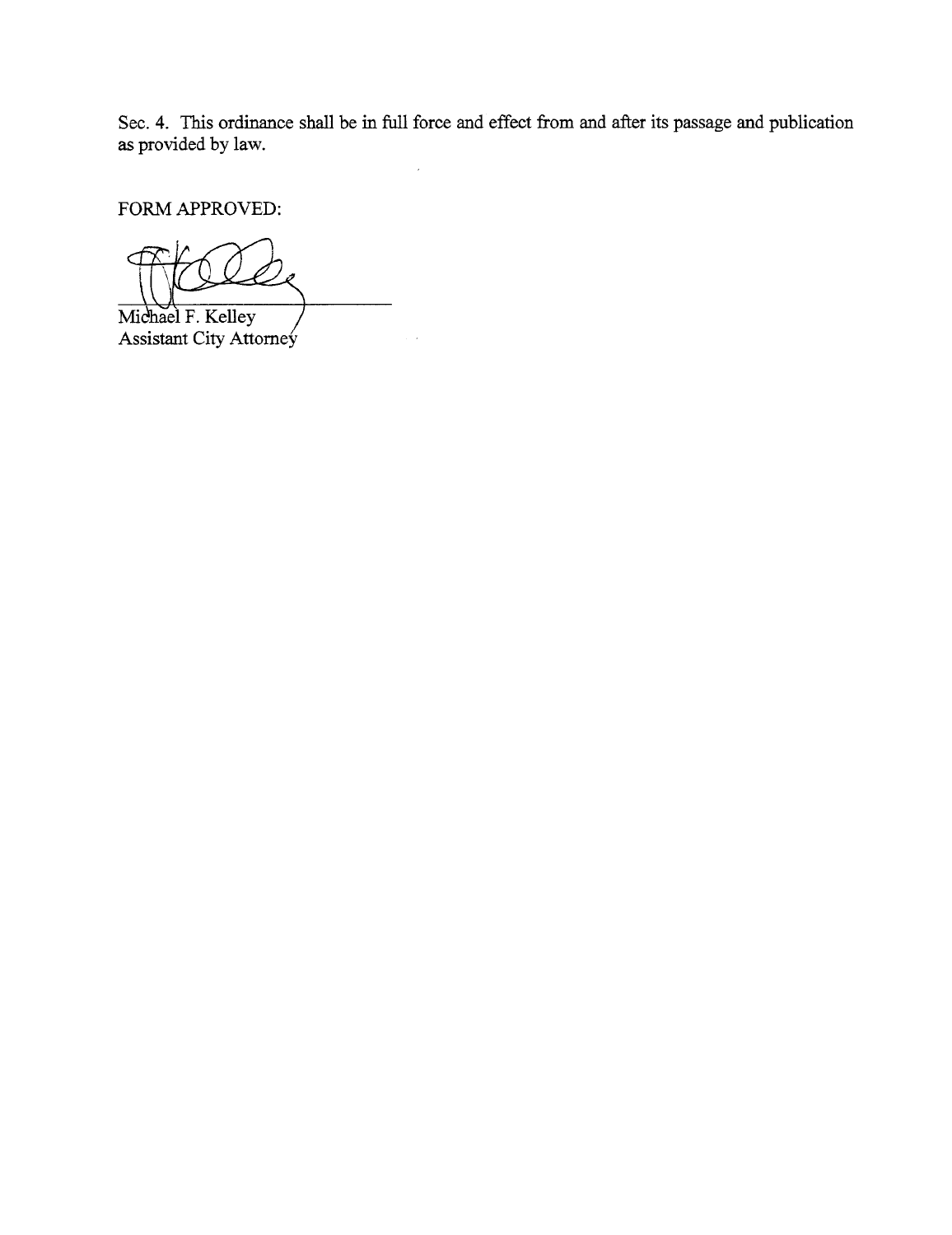Sec. 4. This ordinance shall be in full force and effect from and after its passage and publication as provided by law.

FORM APPROVED:

Michael F. Kelley
Assistant City Attorney